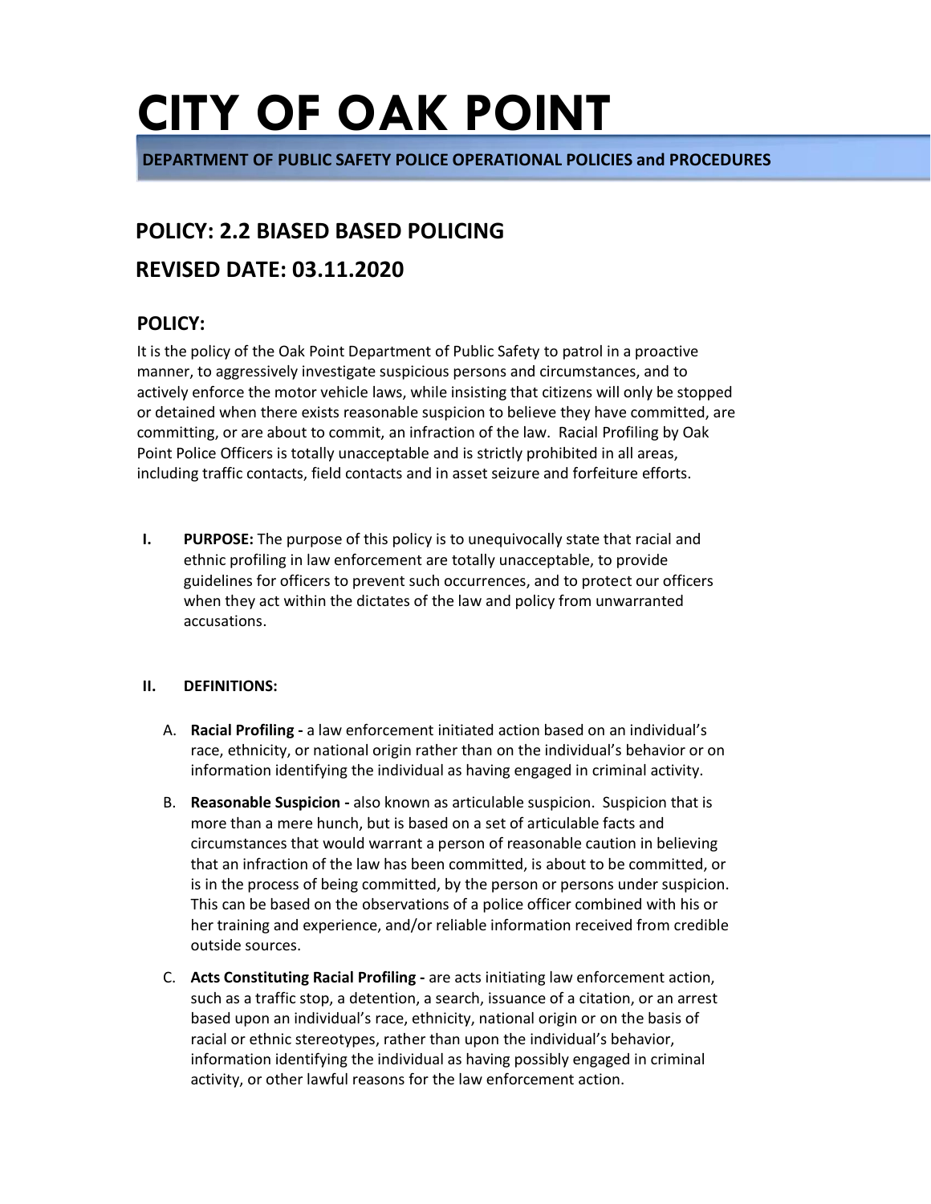# CITY OF OAK POINT

**DEPARTMENT OF PUBLIC SAFETY POLICE OPERATIONAL POLICIES and PROCEDURES**

## POLICY: 2.2 BIASED BASED POLICING

## REVISED DATE: 03.11.2020

### POLICY:

It is the policy of the Oak Point Department of Public Safety to patrol in a proactive manner, to aggressively investigate suspicious persons and circumstances, and to actively enforce the motor vehicle laws, while insisting that citizens will only be stopped or detained when there exists reasonable suspicion to believe they have committed, are committing, or are about to commit, an infraction of the law. Racial Profiling by Oak Point Police Officers is totally unacceptable and is strictly prohibited in all areas, including traffic contacts, field contacts and in asset seizure and forfeiture efforts.

**I. PURPOSE:** The purpose of this policy is to unequivocally state that racial and ethnic profiling in law enforcement are totally unacceptable, to provide guidelines for officers to prevent such occurrences, and to protect our officers when they act within the dictates of the law and policy from unwarranted accusations.

**II. DEFINITIONS:**

A. **Racial Profiling -** a law enforcement initiated action based on an individual's race, ethnicity, or national origin rather than on the individual's behavior or on information identifying the individual as having engaged in criminal activity.

B. **Reasonable Suspicion -** also known as articulable suspicion. Suspicion that is more than a mere hunch, but is based on a set of articulable facts and circumstances that would warrant a person of reasonable caution in believing that an infraction of the law has been committed, is about to be committed, or is in the process of being committed, by the person or persons under suspicion. This can be based on the observations of a police officer combined with his or her training and experience, and/or reliable information received from credible outside sources.

C. **Acts Constituting Racial Profiling -** are acts initiating law enforcement action, such as a traffic stop, a detention, a search, issuance of a citation, or an arrest based upon an individual's race, ethnicity, national origin or on the basis of racial or ethnic stereotypes, rather than upon the individual's behavior, information identifying the individual as having possibly engaged in criminal activity, or other lawful reasons for the law enforcement action.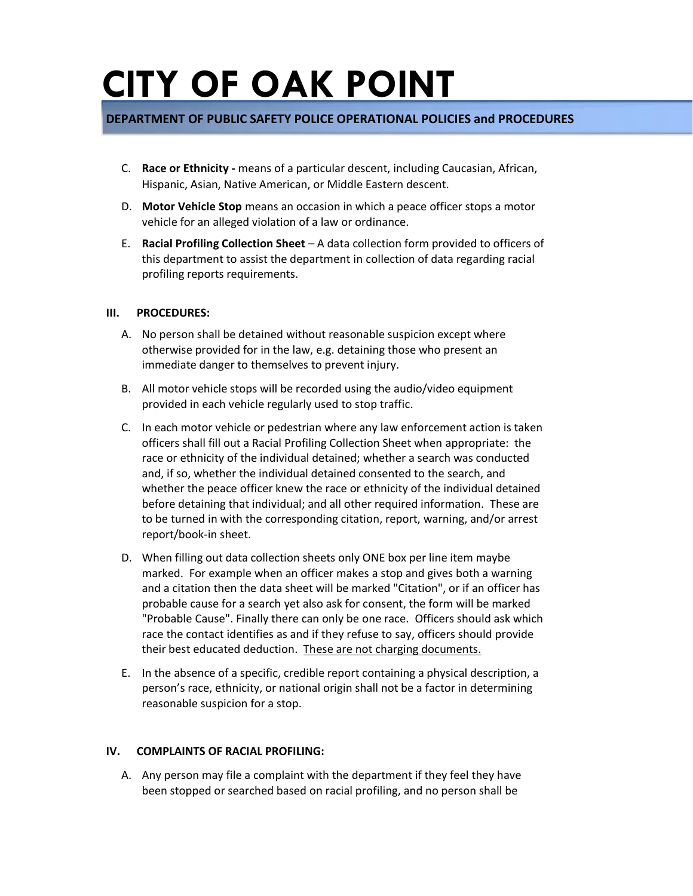C. **Race or Ethnicity -** means of a particular descent, including Caucasian, African, Hispanic, Asian, Native American, or Middle Eastern descent.

D. **Motor Vehicle Stop** means an occasion in which a peace officer stops a motor vehicle for an alleged violation of a law or ordinance.

E. **Racial Profiling Collection Sheet** – A data collection form provided to officers of this department to assist the department in collection of data regarding racial profiling reports requirements.

**III. PROCEDURES:**

A. No person shall be detained without reasonable suspicion except where otherwise provided for in the law, e.g. detaining those who present an immediate danger to themselves to prevent injury.

B. All motor vehicle stops will be recorded using the audio/video equipment provided in each vehicle regularly used to stop traffic.

C. In each motor vehicle or pedestrian where any law enforcement action is taken officers shall fill out a Racial Profiling Collection Sheet when appropriate: the race or ethnicity of the individual detained; whether a search was conducted and, if so, whether the individual detained consented to the search, and whether the peace officer knew the race or ethnicity of the individual detained before detaining that individual; and all other required information. These are to be turned in with the corresponding citation, report, warning, and/or arrest report/book-in sheet.

D. When filling out data collection sheets only ONE box per line item maybe marked. For example when an officer makes a stop and gives both a warning and a citation then the data sheet will be marked "Citation", or if an officer has probable cause for a search yet also ask for consent, the form will be marked "Probable Cause". Finally there can only be one race. Officers should ask which race the contact identifies as and if they refuse to say, officers should provide their best educated deduction. <u>These are not charging documents.</u>

E. In the absence of a specific, credible report containing a physical description, a person's race, ethnicity, or national origin shall not be a factor in determining reasonable suspicion for a stop.

**IV. COMPLAINTS OF RACIAL PROFILING:**

A. Any person may file a complaint with the department if they feel they have been stopped or searched based on racial profiling, and no person shall be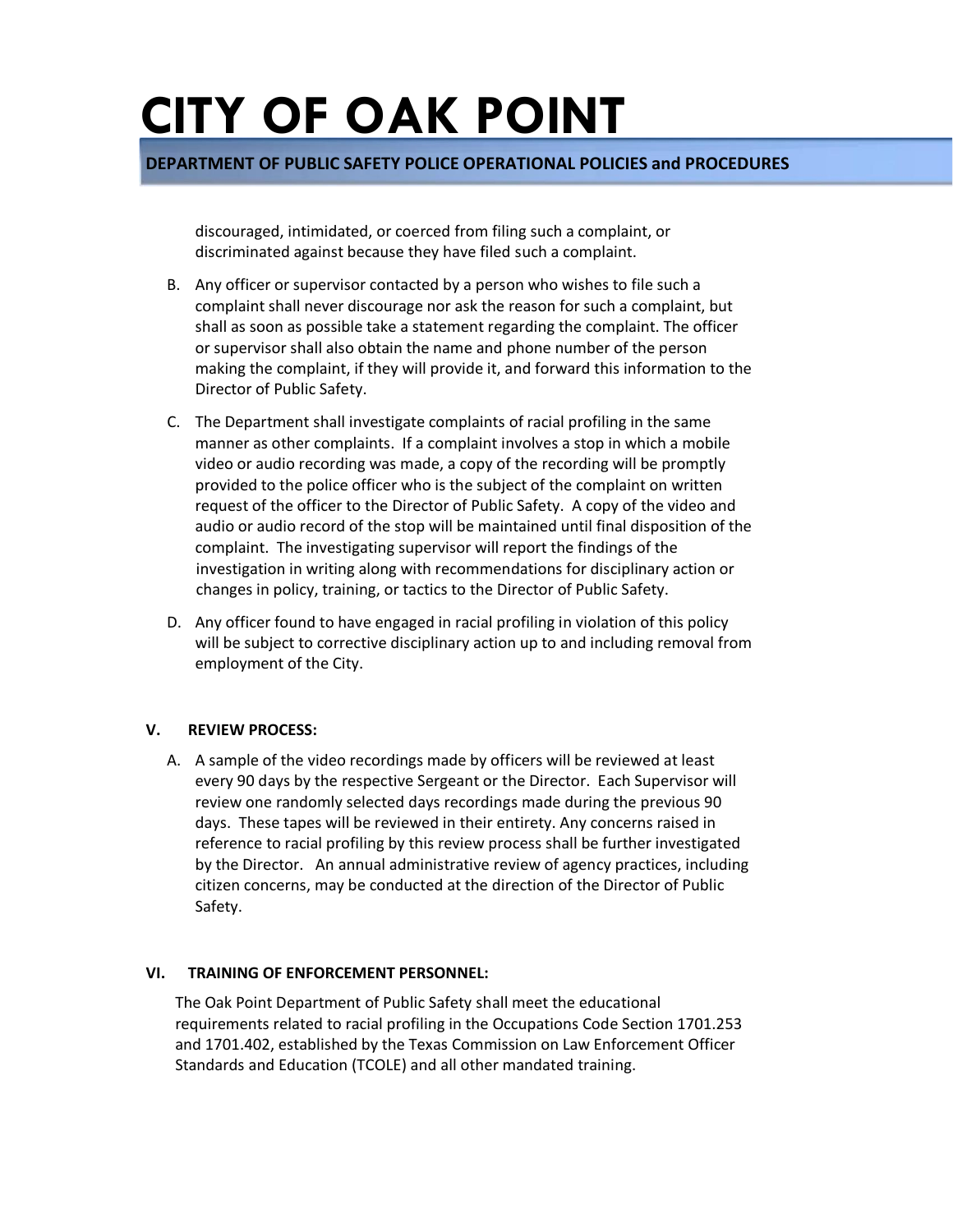discouraged, intimidated, or coerced from filing such a complaint, or discriminated against because they have filed such a complaint.

B. Any officer or supervisor contacted by a person who wishes to file such a complaint shall never discourage nor ask the reason for such a complaint, but shall as soon as possible take a statement regarding the complaint. The officer or supervisor shall also obtain the name and phone number of the person making the complaint, if they will provide it, and forward this information to the Director of Public Safety.

C. The Department shall investigate complaints of racial profiling in the same manner as other complaints. If a complaint involves a stop in which a mobile video or audio recording was made, a copy of the recording will be promptly provided to the police officer who is the subject of the complaint on written request of the officer to the Director of Public Safety. A copy of the video and audio or audio record of the stop will be maintained until final disposition of the complaint. The investigating supervisor will report the findings of the investigation in writing along with recommendations for disciplinary action or changes in policy, training, or tactics to the Director of Public Safety.

D. Any officer found to have engaged in racial profiling in violation of this policy will be subject to corrective disciplinary action up to and including removal from employment of the City.

## V. REVIEW PROCESS:

A. A sample of the video recordings made by officers will be reviewed at least every 90 days by the respective Sergeant or the Director. Each Supervisor will review one randomly selected days recordings made during the previous 90 days. These tapes will be reviewed in their entirety. Any concerns raised in reference to racial profiling by this review process shall be further investigated by the Director. An annual administrative review of agency practices, including citizen concerns, may be conducted at the direction of the Director of Public Safety.

## VI. TRAINING OF ENFORCEMENT PERSONNEL:

The Oak Point Department of Public Safety shall meet the educational requirements related to racial profiling in the Occupations Code Section 1701.253 and 1701.402, established by the Texas Commission on Law Enforcement Officer Standards and Education (TCOLE) and all other mandated training.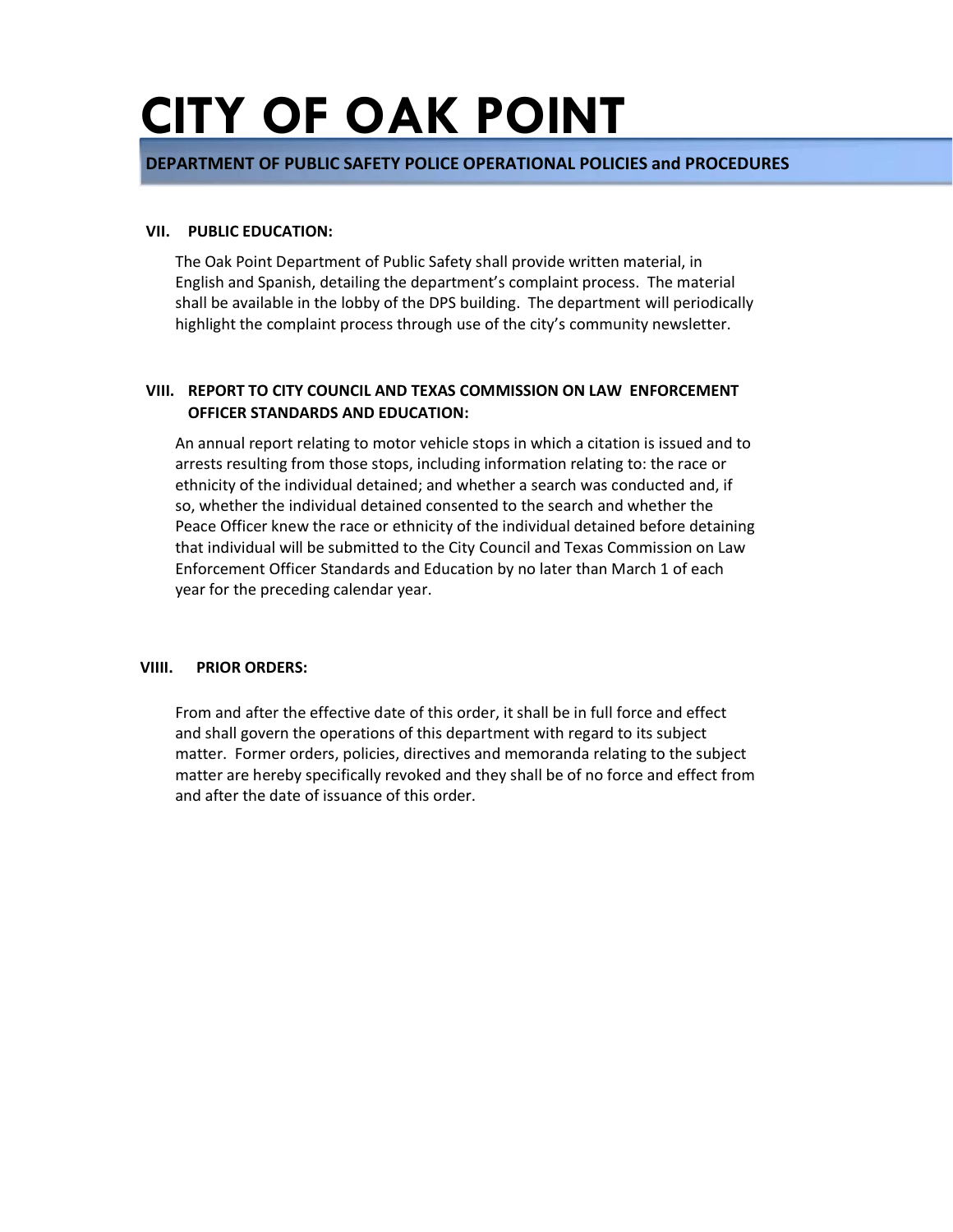## VII. PUBLIC EDUCATION:

The Oak Point Department of Public Safety shall provide written material, in English and Spanish, detailing the department's complaint process. The material shall be available in the lobby of the DPS building. The department will periodically highlight the complaint process through use of the city's community newsletter.

## VIII. REPORT TO CITY COUNCIL AND TEXAS COMMISSION ON LAW ENFORCEMENT OFFICER STANDARDS AND EDUCATION:

An annual report relating to motor vehicle stops in which a citation is issued and to arrests resulting from those stops, including information relating to: the race or ethnicity of the individual detained; and whether a search was conducted and, if so, whether the individual detained consented to the search and whether the Peace Officer knew the race or ethnicity of the individual detained before detaining that individual will be submitted to the City Council and Texas Commission on Law Enforcement Officer Standards and Education by no later than March 1 of each year for the preceding calendar year.

## VIIII. PRIOR ORDERS:

From and after the effective date of this order, it shall be in full force and effect and shall govern the operations of this department with regard to its subject matter. Former orders, policies, directives and memoranda relating to the subject matter are hereby specifically revoked and they shall be of no force and effect from and after the date of issuance of this order.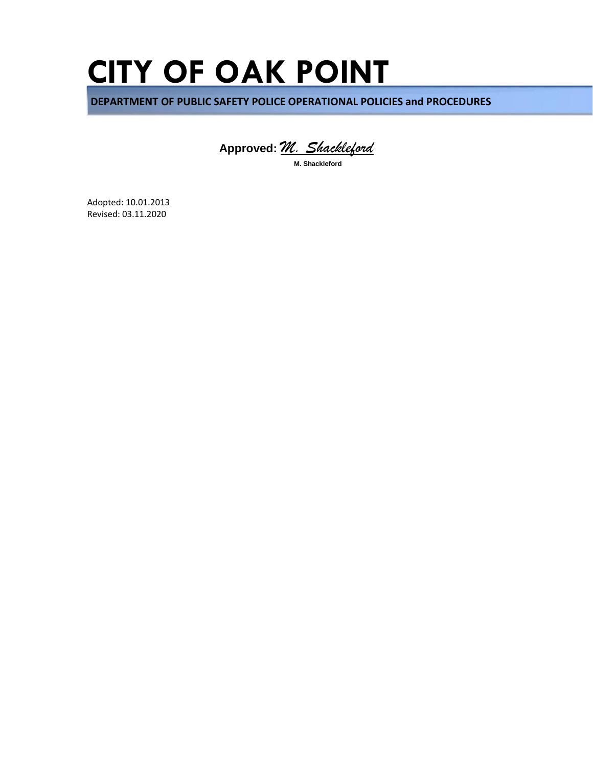# CITY OF OAK POINT

**DEPARTMENT OF PUBLIC SAFETY POLICE OPERATIONAL POLICIES and PROCEDURES**

**Approved:** *M. Shackleford*

**M. Shackleford**

Adopted: 10.01.2013
Revised: 03.11.2020